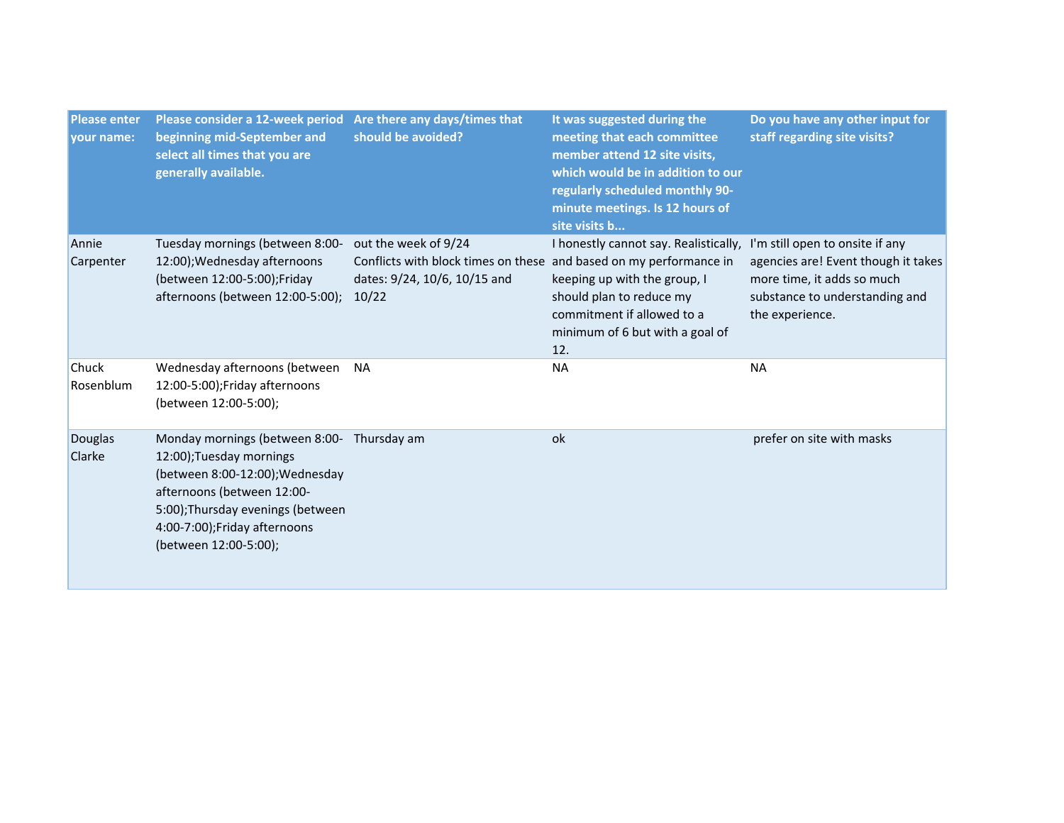| Please enter your name: | Please consider a 12-week period beginning mid-September and select all times that you are generally available. | Are there any days/times that should be avoided? | It was suggested during the meeting that each committee member attend 12 site visits, which would be in addition to our regularly scheduled monthly 90-minute meetings. Is 12 hours of site visits b... | Do you have any other input for staff regarding site visits? |
|---|---|---|---|---|
| Annie Carpenter | Tuesday mornings (between 8:00-12:00);Wednesday afternoons (between 12:00-5:00);Friday afternoons (between 12:00-5:00); | out the week of 9/24<br>Conflicts with block times on these dates: 9/24, 10/6, 10/15 and 10/22 | I honestly cannot say. Realistically, and based on my performance in keeping up with the group, I should plan to reduce my commitment if allowed to a minimum of 6 but with a goal of 12. | I'm still open to onsite if any agencies are! Event though it takes more time, it adds so much substance to understanding and the experience. |
| Chuck Rosenblum | Wednesday afternoons (between 12:00-5:00);Friday afternoons (between 12:00-5:00); | NA | NA | NA |
| Douglas Clarke | Monday mornings (between 8:00-12:00);Tuesday mornings (between 8:00-12:00);Wednesday afternoons (between 12:00-5:00);Thursday evenings (between 4:00-7:00);Friday afternoons (between 12:00-5:00); | Thursday am | ok | prefer on site with masks |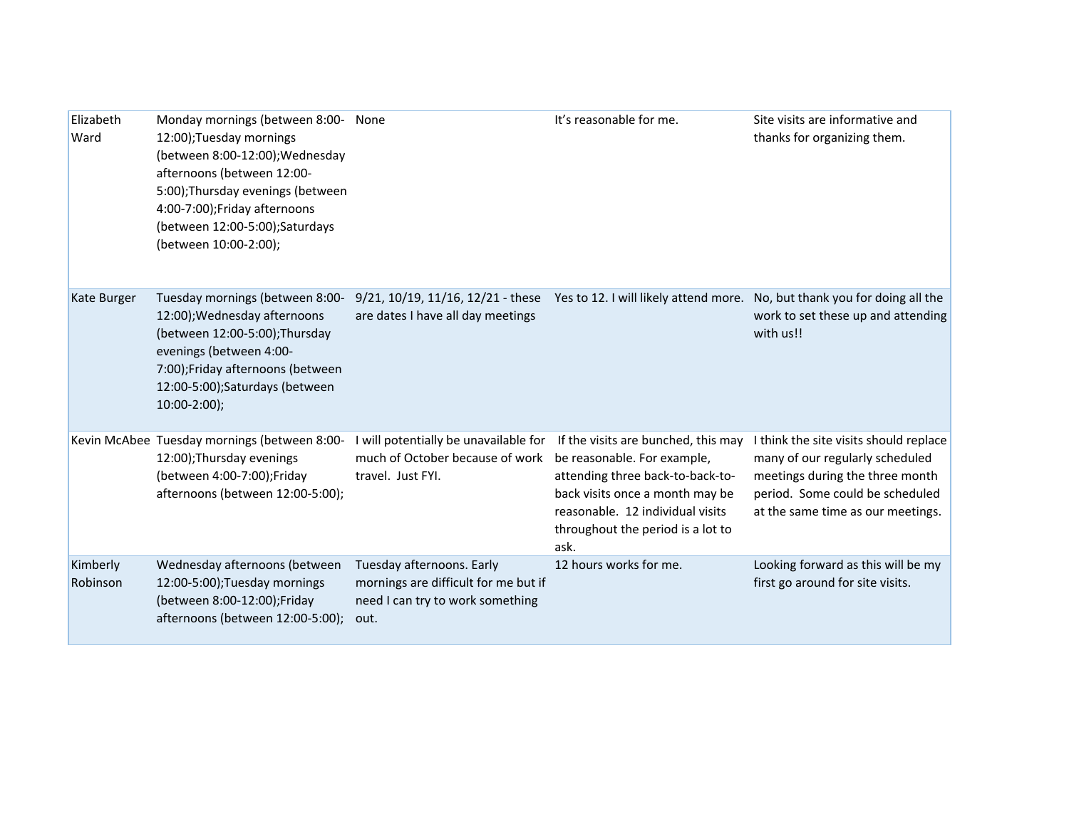| | | | | |
|---|---|---|---|---|
| Elizabeth Ward | Monday mornings (between 8:00-12:00);Tuesday mornings (between 8:00-12:00);Wednesday afternoons (between 12:00-5:00);Thursday evenings (between 4:00-7:00);Friday afternoons (between 12:00-5:00);Saturdays (between 10:00-2:00); | None | It's reasonable for me. | Site visits are informative and thanks for organizing them. |
| Kate Burger | Tuesday mornings (between 8:00-12:00);Wednesday afternoons (between 12:00-5:00);Thursday evenings (between 4:00-7:00);Friday afternoons (between 12:00-5:00);Saturdays (between 10:00-2:00); | 9/21, 10/19, 11/16, 12/21 - these are dates I have all day meetings | Yes to 12. I will likely attend more. | No, but thank you for doing all the work to set these up and attending with us!! |
| Kevin McAbee | Tuesday mornings (between 8:00-12:00);Thursday evenings (between 4:00-7:00);Friday afternoons (between 12:00-5:00); | I will potentially be unavailable for much of October because of work travel. Just FYI. | If the visits are bunched, this may be reasonable. For example, attending three back-to-back-to-back visits once a month may be reasonable. 12 individual visits throughout the period is a lot to ask. | I think the site visits should replace many of our regularly scheduled meetings during the three month period. Some could be scheduled at the same time as our meetings. |
| Kimberly Robinson | Wednesday afternoons (between 12:00-5:00);Tuesday mornings (between 8:00-12:00);Friday afternoons (between 12:00-5:00); | Tuesday afternoons. Early mornings are difficult for me but if need I can try to work something out. | 12 hours works for me. | Looking forward as this will be my first go around for site visits. |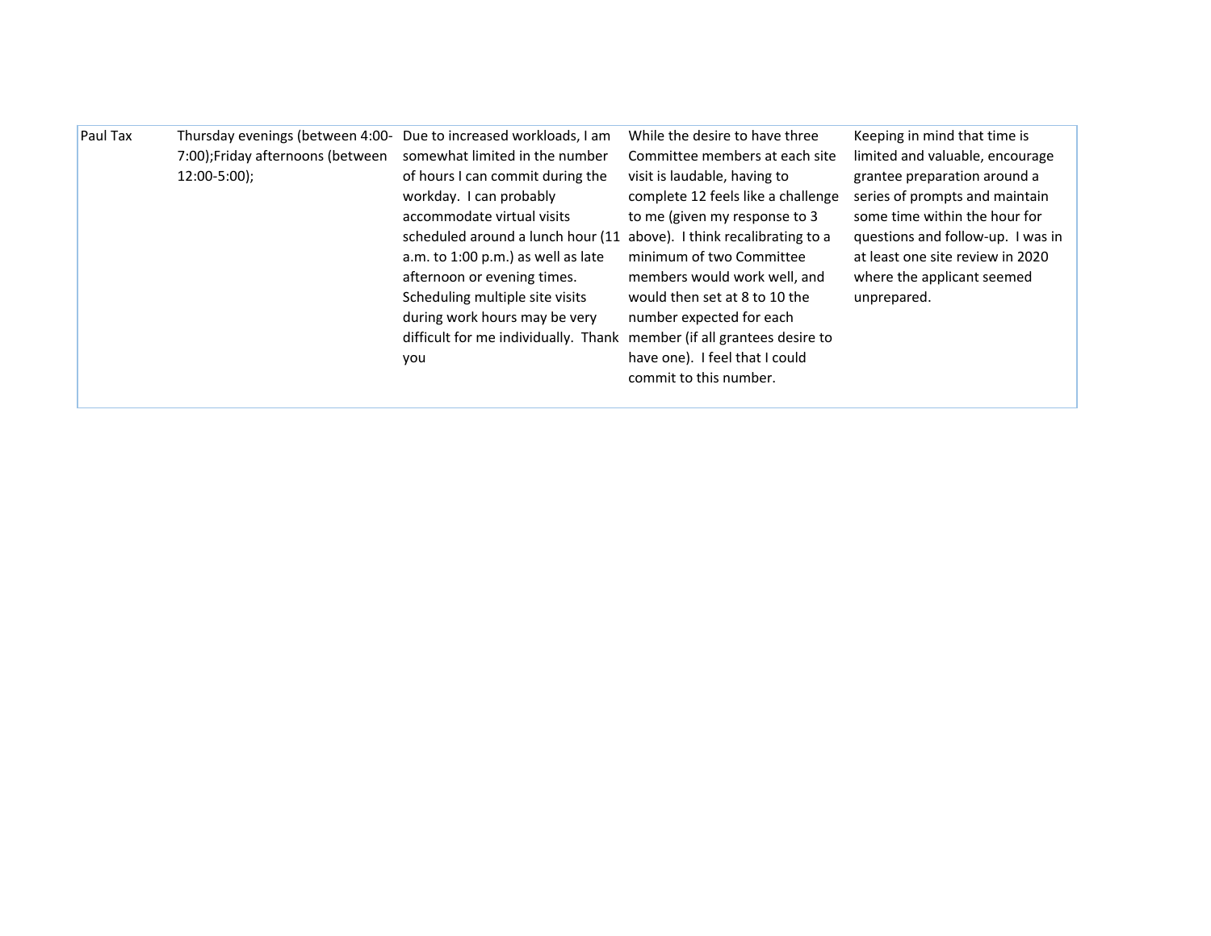| | | | | |
|---|---|---|---|---|
| Paul Tax | Thursday evenings (between 4:00-7:00);Friday afternoons (between 12:00-5:00); | Due to increased workloads, I am somewhat limited in the number of hours I can commit during the workday. I can probably accommodate virtual visits scheduled around a lunch hour (11 a.m. to 1:00 p.m.) as well as late afternoon or evening times. Scheduling multiple site visits during work hours may be very difficult for me individually. Thank you | While the desire to have three Committee members at each site visit is laudable, having to complete 12 feels like a challenge to me (given my response to 3 above). I think recalibrating to a minimum of two Committee members would work well, and would then set at 8 to 10 the number expected for each member (if all grantees desire to have one). I feel that I could commit to this number. | Keeping in mind that time is limited and valuable, encourage grantee preparation around a series of prompts and maintain some time within the hour for questions and follow-up. I was in at least one site review in 2020 where the applicant seemed unprepared. |